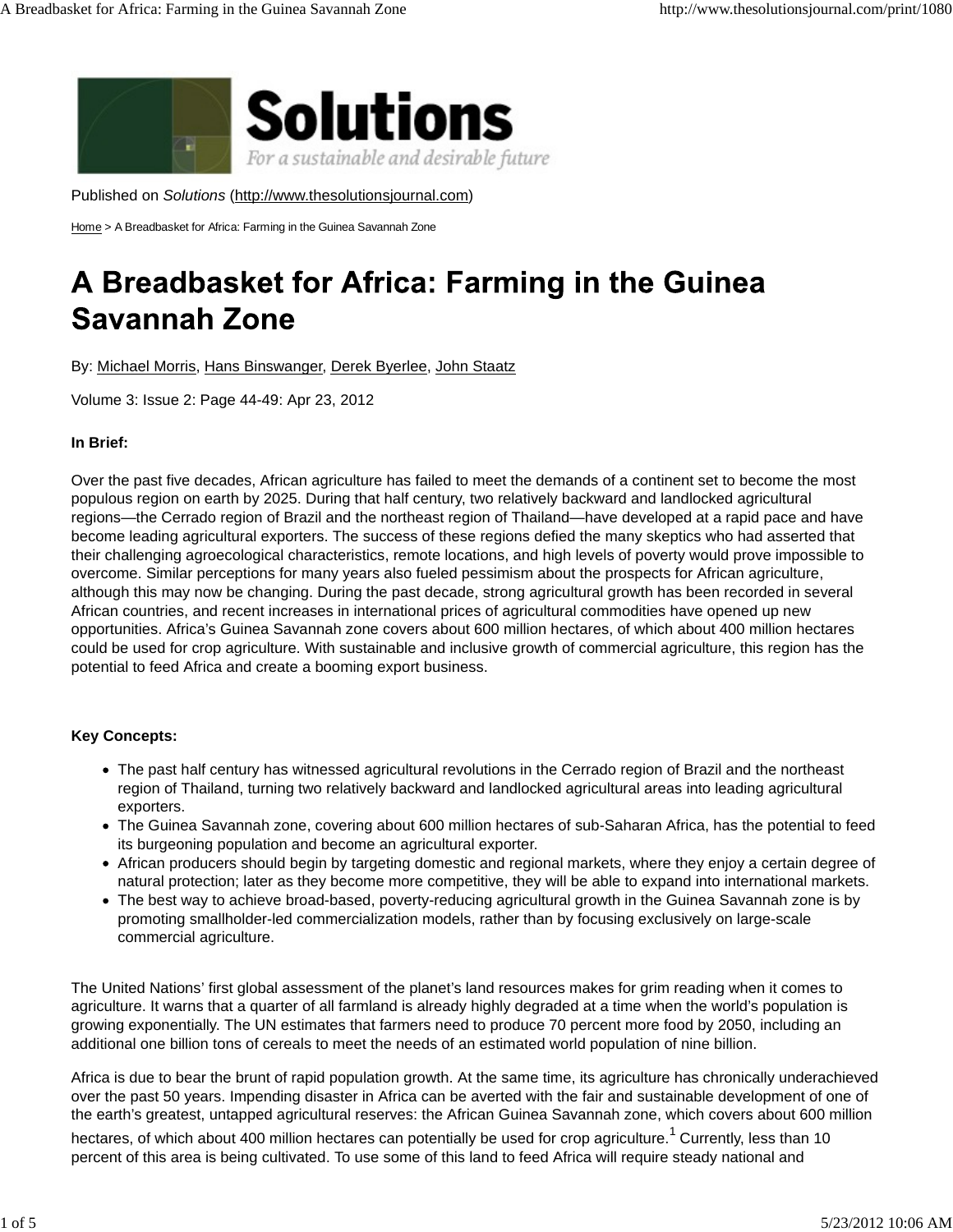Published on *Solutions* (http://www.thesolutionsjournal.com)

Home > A Breadbasket for Africa: Farming in the Guinea Savannah Zone

# A Breadbasket for Africa: Farming in the Guinea Savannah Zone

By: Michael Morris, Hans Binswanger, Derek Byerlee, John Staatz

Volume 3: Issue 2: Page 44-49: Apr 23, 2012

**In Brief:**

Over the past five decades, African agriculture has failed to meet the demands of a continent set to become the most populous region on earth by 2025. During that half century, two relatively backward and landlocked agricultural regions—the Cerrado region of Brazil and the northeast region of Thailand—have developed at a rapid pace and have become leading agricultural exporters. The success of these regions defied the many skeptics who had asserted that their challenging agroecological characteristics, remote locations, and high levels of poverty would prove impossible to overcome. Similar perceptions for many years also fueled pessimism about the prospects for African agriculture, although this may now be changing. During the past decade, strong agricultural growth has been recorded in several African countries, and recent increases in international prices of agricultural commodities have opened up new opportunities. Africa's Guinea Savannah zone covers about 600 million hectares, of which about 400 million hectares could be used for crop agriculture. With sustainable and inclusive growth of commercial agriculture, this region has the potential to feed Africa and create a booming export business.

**Key Concepts:**

- The past half century has witnessed agricultural revolutions in the Cerrado region of Brazil and the northeast region of Thailand, turning two relatively backward and landlocked agricultural areas into leading agricultural exporters.
- The Guinea Savannah zone, covering about 600 million hectares of sub-Saharan Africa, has the potential to feed its burgeoning population and become an agricultural exporter.
- African producers should begin by targeting domestic and regional markets, where they enjoy a certain degree of natural protection; later as they become more competitive, they will be able to expand into international markets.
- The best way to achieve broad-based, poverty-reducing agricultural growth in the Guinea Savannah zone is by promoting smallholder-led commercialization models, rather than by focusing exclusively on large-scale commercial agriculture.

The United Nations' first global assessment of the planet's land resources makes for grim reading when it comes to agriculture. It warns that a quarter of all farmland is already highly degraded at a time when the world's population is growing exponentially. The UN estimates that farmers need to produce 70 percent more food by 2050, including an additional one billion tons of cereals to meet the needs of an estimated world population of nine billion.

Africa is due to bear the brunt of rapid population growth. At the same time, its agriculture has chronically underachieved over the past 50 years. Impending disaster in Africa can be averted with the fair and sustainable development of one of the earth's greatest, untapped agricultural reserves: the African Guinea Savannah zone, which covers about 600 million hectares, of which about 400 million hectares can potentially be used for crop agriculture.[1] Currently, less than 10 percent of this area is being cultivated. To use some of this land to feed Africa will require steady national and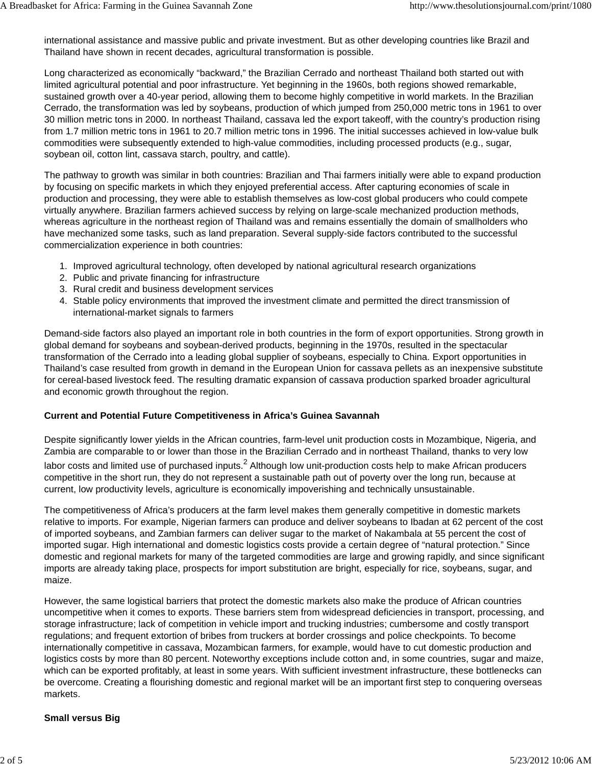international assistance and massive public and private investment. But as other developing countries like Brazil and Thailand have shown in recent decades, agricultural transformation is possible.

Long characterized as economically "backward," the Brazilian Cerrado and northeast Thailand both started out with limited agricultural potential and poor infrastructure. Yet beginning in the 1960s, both regions showed remarkable, sustained growth over a 40-year period, allowing them to become highly competitive in world markets. In the Brazilian Cerrado, the transformation was led by soybeans, production of which jumped from 250,000 metric tons in 1961 to over 30 million metric tons in 2000. In northeast Thailand, cassava led the export takeoff, with the country's production rising from 1.7 million metric tons in 1961 to 20.7 million metric tons in 1996. The initial successes achieved in low-value bulk commodities were subsequently extended to high-value commodities, including processed products (e.g., sugar, soybean oil, cotton lint, cassava starch, poultry, and cattle).

The pathway to growth was similar in both countries: Brazilian and Thai farmers initially were able to expand production by focusing on specific markets in which they enjoyed preferential access. After capturing economies of scale in production and processing, they were able to establish themselves as low-cost global producers who could compete virtually anywhere. Brazilian farmers achieved success by relying on large-scale mechanized production methods, whereas agriculture in the northeast region of Thailand was and remains essentially the domain of smallholders who have mechanized some tasks, such as land preparation. Several supply-side factors contributed to the successful commercialization experience in both countries:

1. Improved agricultural technology, often developed by national agricultural research organizations
2. Public and private financing for infrastructure
3. Rural credit and business development services
4. Stable policy environments that improved the investment climate and permitted the direct transmission of international-market signals to farmers

Demand-side factors also played an important role in both countries in the form of export opportunities. Strong growth in global demand for soybeans and soybean-derived products, beginning in the 1970s, resulted in the spectacular transformation of the Cerrado into a leading global supplier of soybeans, especially to China. Export opportunities in Thailand's case resulted from growth in demand in the European Union for cassava pellets as an inexpensive substitute for cereal-based livestock feed. The resulting dramatic expansion of cassava production sparked broader agricultural and economic growth throughout the region.

**Current and Potential Future Competitiveness in Africa's Guinea Savannah**

Despite significantly lower yields in the African countries, farm-level unit production costs in Mozambique, Nigeria, and Zambia are comparable to or lower than those in the Brazilian Cerrado and in northeast Thailand, thanks to very low labor costs and limited use of purchased inputs.[2] Although low unit-production costs help to make African producers competitive in the short run, they do not represent a sustainable path out of poverty over the long run, because at current, low productivity levels, agriculture is economically impoverishing and technically unsustainable.

The competitiveness of Africa's producers at the farm level makes them generally competitive in domestic markets relative to imports. For example, Nigerian farmers can produce and deliver soybeans to Ibadan at 62 percent of the cost of imported soybeans, and Zambian farmers can deliver sugar to the market of Nakambala at 55 percent the cost of imported sugar. High international and domestic logistics costs provide a certain degree of "natural protection." Since domestic and regional markets for many of the targeted commodities are large and growing rapidly, and since significant imports are already taking place, prospects for import substitution are bright, especially for rice, soybeans, sugar, and maize.

However, the same logistical barriers that protect the domestic markets also make the produce of African countries uncompetitive when it comes to exports. These barriers stem from widespread deficiencies in transport, processing, and storage infrastructure; lack of competition in vehicle import and trucking industries; cumbersome and costly transport regulations; and frequent extortion of bribes from truckers at border crossings and police checkpoints. To become internationally competitive in cassava, Mozambican farmers, for example, would have to cut domestic production and logistics costs by more than 80 percent. Noteworthy exceptions include cotton and, in some countries, sugar and maize, which can be exported profitably, at least in some years. With sufficient investment infrastructure, these bottlenecks can be overcome. Creating a flourishing domestic and regional market will be an important first step to conquering overseas markets.

**Small versus Big**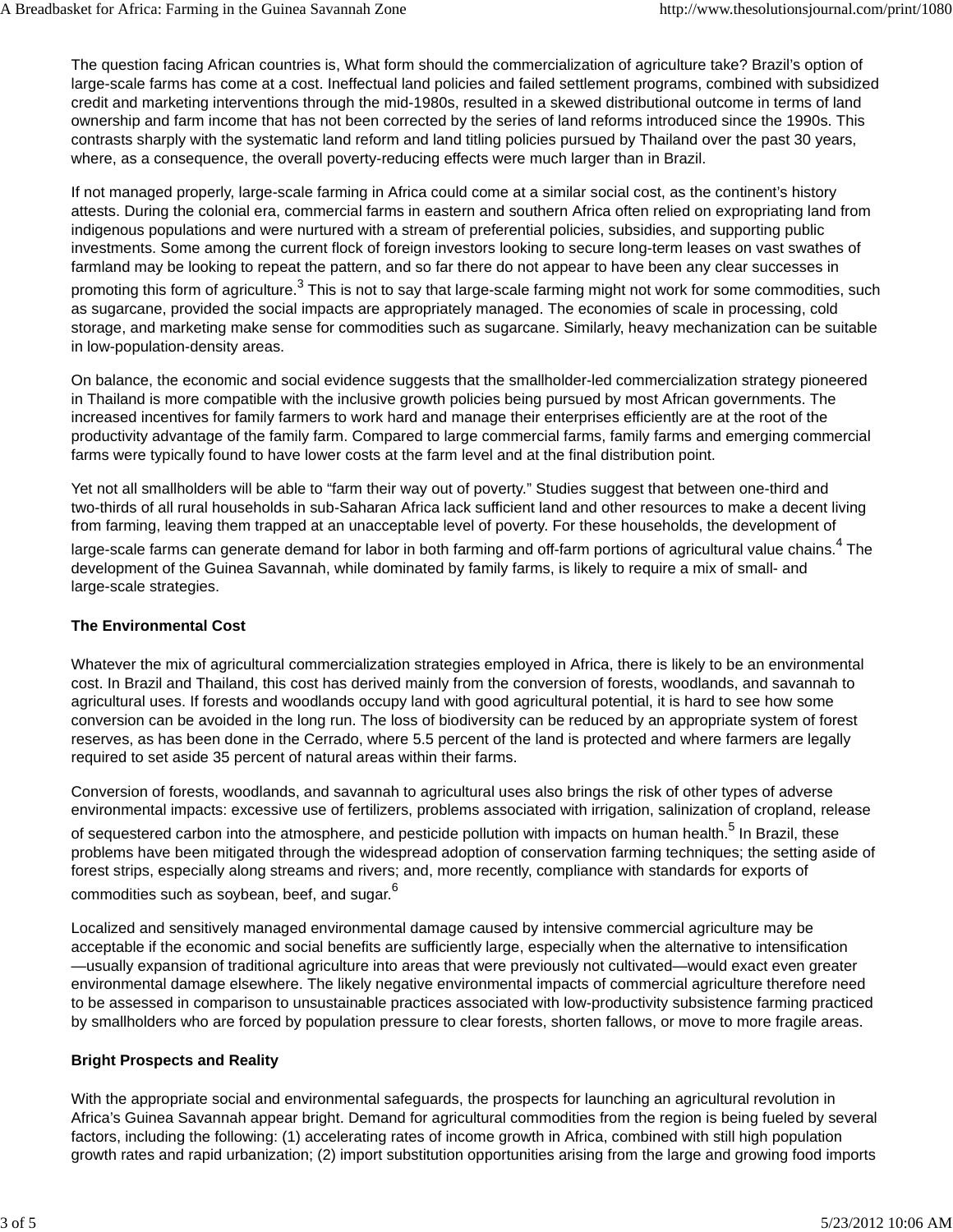The question facing African countries is, What form should the commercialization of agriculture take? Brazil's option of large-scale farms has come at a cost. Ineffectual land policies and failed settlement programs, combined with subsidized credit and marketing interventions through the mid-1980s, resulted in a skewed distributional outcome in terms of land ownership and farm income that has not been corrected by the series of land reforms introduced since the 1990s. This contrasts sharply with the systematic land reform and land titling policies pursued by Thailand over the past 30 years, where, as a consequence, the overall poverty-reducing effects were much larger than in Brazil.

If not managed properly, large-scale farming in Africa could come at a similar social cost, as the continent's history attests. During the colonial era, commercial farms in eastern and southern Africa often relied on expropriating land from indigenous populations and were nurtured with a stream of preferential policies, subsidies, and supporting public investments. Some among the current flock of foreign investors looking to secure long-term leases on vast swathes of farmland may be looking to repeat the pattern, and so far there do not appear to have been any clear successes in promoting this form of agriculture.[3] This is not to say that large-scale farming might not work for some commodities, such as sugarcane, provided the social impacts are appropriately managed. The economies of scale in processing, cold storage, and marketing make sense for commodities such as sugarcane. Similarly, heavy mechanization can be suitable in low-population-density areas.

On balance, the economic and social evidence suggests that the smallholder-led commercialization strategy pioneered in Thailand is more compatible with the inclusive growth policies being pursued by most African governments. The increased incentives for family farmers to work hard and manage their enterprises efficiently are at the root of the productivity advantage of the family farm. Compared to large commercial farms, family farms and emerging commercial farms were typically found to have lower costs at the farm level and at the final distribution point.

Yet not all smallholders will be able to "farm their way out of poverty." Studies suggest that between one-third and two-thirds of all rural households in sub-Saharan Africa lack sufficient land and other resources to make a decent living from farming, leaving them trapped at an unacceptable level of poverty. For these households, the development of large-scale farms can generate demand for labor in both farming and off-farm portions of agricultural value chains.[4] The development of the Guinea Savannah, while dominated by family farms, is likely to require a mix of small- and large-scale strategies.

### The Environmental Cost

Whatever the mix of agricultural commercialization strategies employed in Africa, there is likely to be an environmental cost. In Brazil and Thailand, this cost has derived mainly from the conversion of forests, woodlands, and savannah to agricultural uses. If forests and woodlands occupy land with good agricultural potential, it is hard to see how some conversion can be avoided in the long run. The loss of biodiversity can be reduced by an appropriate system of forest reserves, as has been done in the Cerrado, where 5.5 percent of the land is protected and where farmers are legally required to set aside 35 percent of natural areas within their farms.

Conversion of forests, woodlands, and savannah to agricultural uses also brings the risk of other types of adverse environmental impacts: excessive use of fertilizers, problems associated with irrigation, salinization of cropland, release of sequestered carbon into the atmosphere, and pesticide pollution with impacts on human health.[5] In Brazil, these problems have been mitigated through the widespread adoption of conservation farming techniques; the setting aside of forest strips, especially along streams and rivers; and, more recently, compliance with standards for exports of commodities such as soybean, beef, and sugar.[6]

Localized and sensitively managed environmental damage caused by intensive commercial agriculture may be acceptable if the economic and social benefits are sufficiently large, especially when the alternative to intensification —usually expansion of traditional agriculture into areas that were previously not cultivated—would exact even greater environmental damage elsewhere. The likely negative environmental impacts of commercial agriculture therefore need to be assessed in comparison to unsustainable practices associated with low-productivity subsistence farming practiced by smallholders who are forced by population pressure to clear forests, shorten fallows, or move to more fragile areas.

### Bright Prospects and Reality

With the appropriate social and environmental safeguards, the prospects for launching an agricultural revolution in Africa's Guinea Savannah appear bright. Demand for agricultural commodities from the region is being fueled by several factors, including the following: (1) accelerating rates of income growth in Africa, combined with still high population growth rates and rapid urbanization; (2) import substitution opportunities arising from the large and growing food imports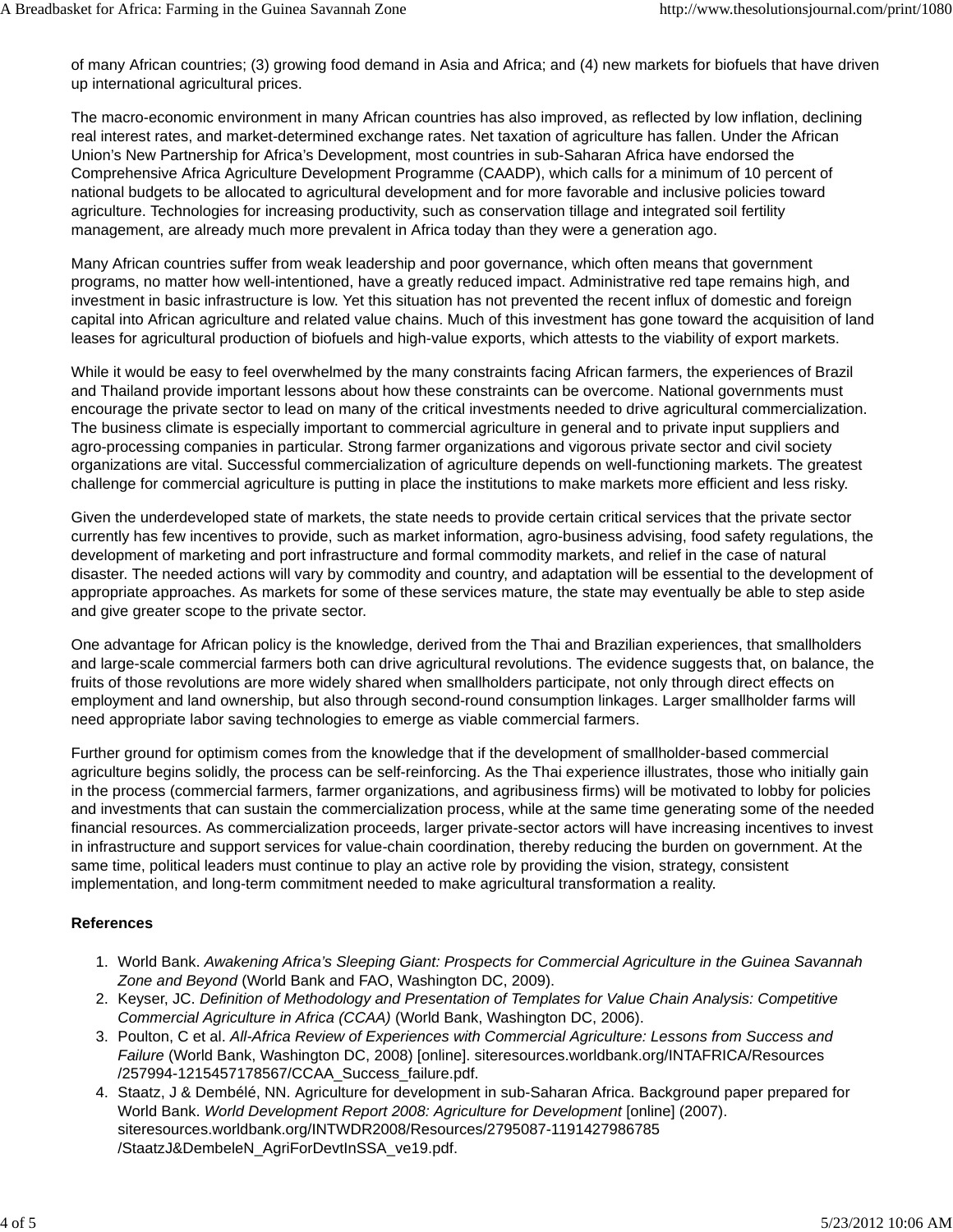of many African countries; (3) growing food demand in Asia and Africa; and (4) new markets for biofuels that have driven up international agricultural prices.

The macro-economic environment in many African countries has also improved, as reflected by low inflation, declining real interest rates, and market-determined exchange rates. Net taxation of agriculture has fallen. Under the African Union's New Partnership for Africa's Development, most countries in sub-Saharan Africa have endorsed the Comprehensive Africa Agriculture Development Programme (CAADP), which calls for a minimum of 10 percent of national budgets to be allocated to agricultural development and for more favorable and inclusive policies toward agriculture. Technologies for increasing productivity, such as conservation tillage and integrated soil fertility management, are already much more prevalent in Africa today than they were a generation ago.

Many African countries suffer from weak leadership and poor governance, which often means that government programs, no matter how well-intentioned, have a greatly reduced impact. Administrative red tape remains high, and investment in basic infrastructure is low. Yet this situation has not prevented the recent influx of domestic and foreign capital into African agriculture and related value chains. Much of this investment has gone toward the acquisition of land leases for agricultural production of biofuels and high-value exports, which attests to the viability of export markets.

While it would be easy to feel overwhelmed by the many constraints facing African farmers, the experiences of Brazil and Thailand provide important lessons about how these constraints can be overcome. National governments must encourage the private sector to lead on many of the critical investments needed to drive agricultural commercialization. The business climate is especially important to commercial agriculture in general and to private input suppliers and agro-processing companies in particular. Strong farmer organizations and vigorous private sector and civil society organizations are vital. Successful commercialization of agriculture depends on well-functioning markets. The greatest challenge for commercial agriculture is putting in place the institutions to make markets more efficient and less risky.

Given the underdeveloped state of markets, the state needs to provide certain critical services that the private sector currently has few incentives to provide, such as market information, agro-business advising, food safety regulations, the development of marketing and port infrastructure and formal commodity markets, and relief in the case of natural disaster. The needed actions will vary by commodity and country, and adaptation will be essential to the development of appropriate approaches. As markets for some of these services mature, the state may eventually be able to step aside and give greater scope to the private sector.

One advantage for African policy is the knowledge, derived from the Thai and Brazilian experiences, that smallholders and large-scale commercial farmers both can drive agricultural revolutions. The evidence suggests that, on balance, the fruits of those revolutions are more widely shared when smallholders participate, not only through direct effects on employment and land ownership, but also through second-round consumption linkages. Larger smallholder farms will need appropriate labor saving technologies to emerge as viable commercial farmers.

Further ground for optimism comes from the knowledge that if the development of smallholder-based commercial agriculture begins solidly, the process can be self-reinforcing. As the Thai experience illustrates, those who initially gain in the process (commercial farmers, farmer organizations, and agribusiness firms) will be motivated to lobby for policies and investments that can sustain the commercialization process, while at the same time generating some of the needed financial resources. As commercialization proceeds, larger private-sector actors will have increasing incentives to invest in infrastructure and support services for value-chain coordination, thereby reducing the burden on government. At the same time, political leaders must continue to play an active role by providing the vision, strategy, consistent implementation, and long-term commitment needed to make agricultural transformation a reality.

**References**

1. World Bank. *Awakening Africa's Sleeping Giant: Prospects for Commercial Agriculture in the Guinea Savannah Zone and Beyond* (World Bank and FAO, Washington DC, 2009).
2. Keyser, JC. *Definition of Methodology and Presentation of Templates for Value Chain Analysis: Competitive Commercial Agriculture in Africa (CCAA)* (World Bank, Washington DC, 2006).
3. Poulton, C et al. *All-Africa Review of Experiences with Commercial Agriculture: Lessons from Success and Failure* (World Bank, Washington DC, 2008) [online]. siteresources.worldbank.org/INTAFRICA/Resources/257994-1215457178567/CCAA_Success_failure.pdf.
4. Staatz, J & Dembélé, NN. Agriculture for development in sub-Saharan Africa. Background paper prepared for World Bank. *World Development Report 2008: Agriculture for Development* [online] (2007). siteresources.worldbank.org/INTWDR2008/Resources/2795087-1191427986785/StaatzJ&DembeleN_AgriForDevtInSSA_ve19.pdf.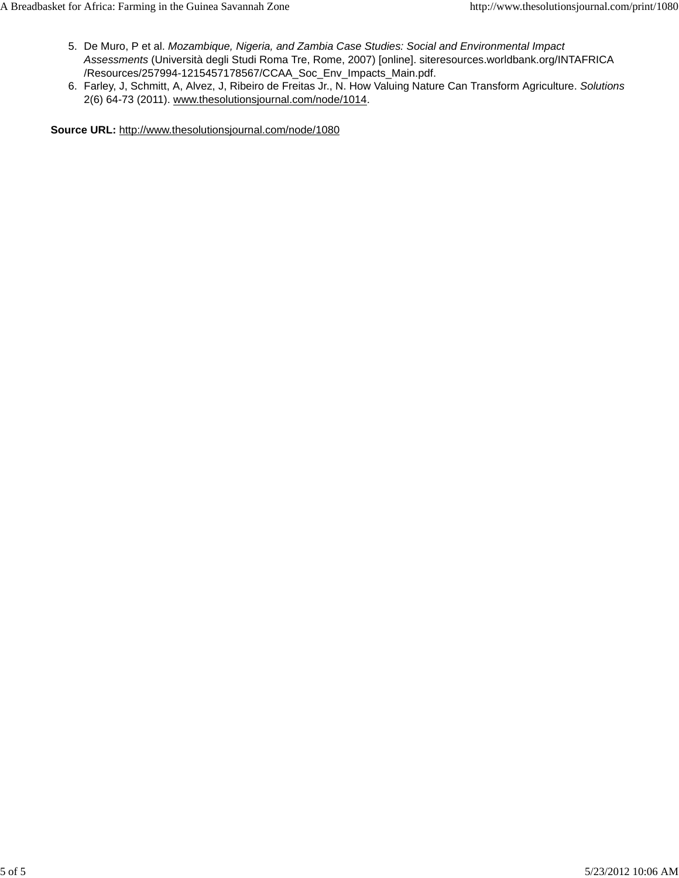5. De Muro, P et al. *Mozambique, Nigeria, and Zambia Case Studies: Social and Environmental Impact Assessments* (Università degli Studi Roma Tre, Rome, 2007) [online]. siteresources.worldbank.org/INTAFRICA/Resources/257994-1215457178567/CCAA_Soc_Env_Impacts_Main.pdf.
6. Farley, J, Schmitt, A, Alvez, J, Ribeiro de Freitas Jr., N. How Valuing Nature Can Transform Agriculture. *Solutions* 2(6) 64-73 (2011). www.thesolutionsjournal.com/node/1014.

**Source URL:** http://www.thesolutionsjournal.com/node/1080